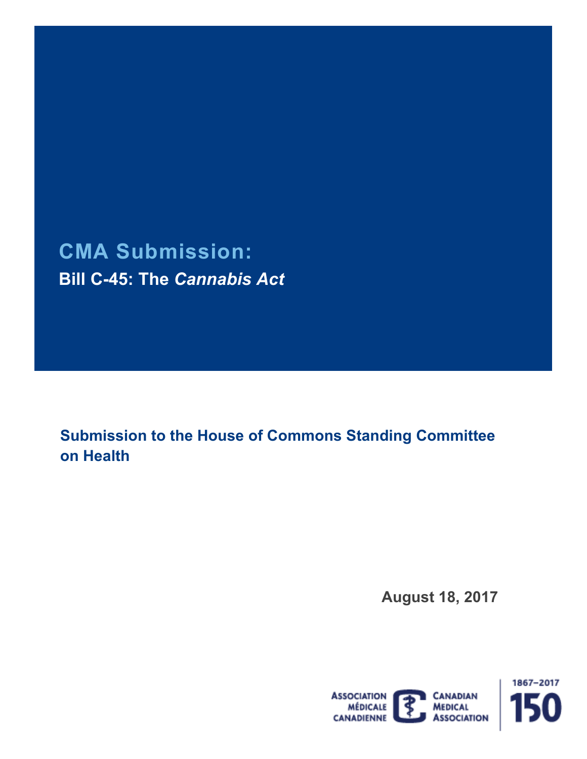# CMA Submission:

## Bill C-45: The *Cannabis Act*

**Submission to the House of Commons Standing Committee on Health**

**August 18, 2017**

ASSOCIATION MÉDICALE CANADIENNE

CANADIAN MEDICAL ASSOCIATION

1867–2017

150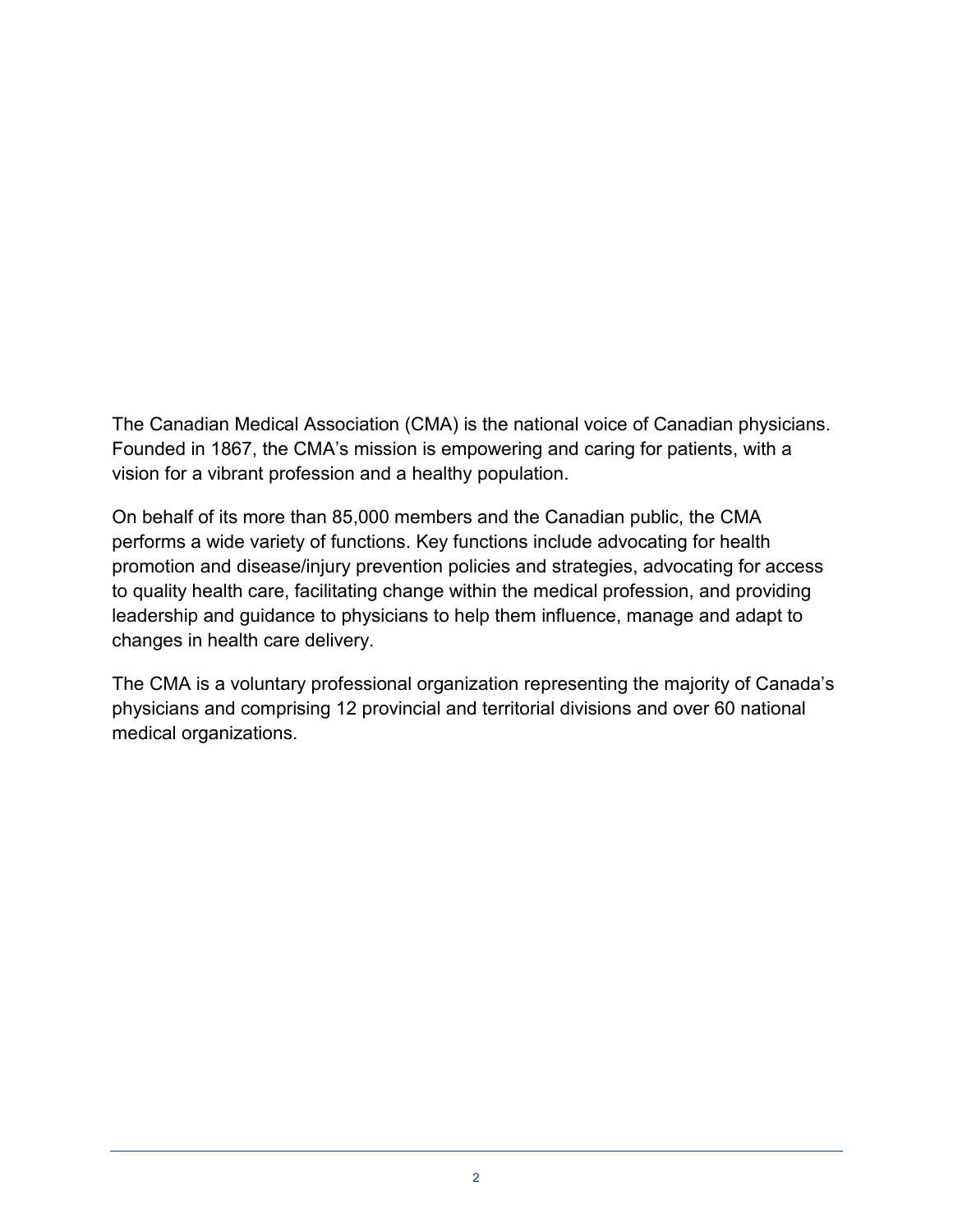The Canadian Medical Association (CMA) is the national voice of Canadian physicians. Founded in 1867, the CMA's mission is empowering and caring for patients, with a vision for a vibrant profession and a healthy population.

On behalf of its more than 85,000 members and the Canadian public, the CMA performs a wide variety of functions. Key functions include advocating for health promotion and disease/injury prevention policies and strategies, advocating for access to quality health care, facilitating change within the medical profession, and providing leadership and guidance to physicians to help them influence, manage and adapt to changes in health care delivery.

The CMA is a voluntary professional organization representing the majority of Canada's physicians and comprising 12 provincial and territorial divisions and over 60 national medical organizations.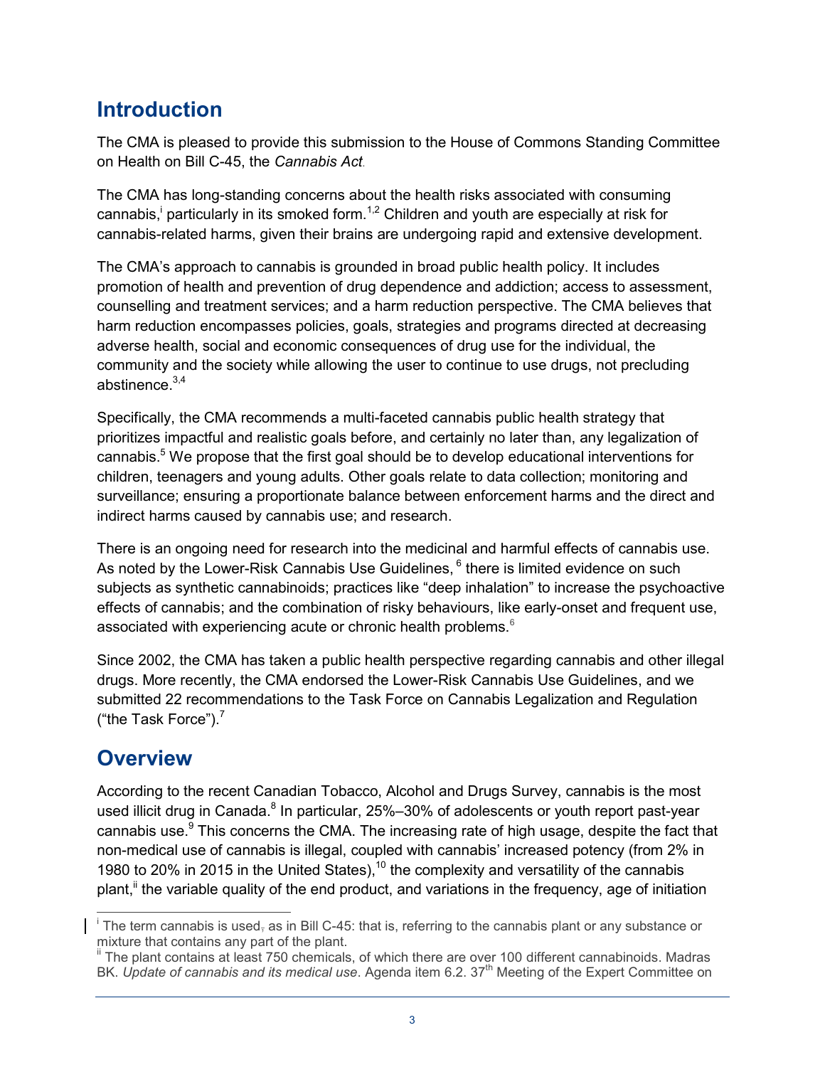## Introduction

The CMA is pleased to provide this submission to the House of Commons Standing Committee on Health on Bill C-45, the *Cannabis Act*.

The CMA has long-standing concerns about the health risks associated with consuming cannabis,[i] particularly in its smoked form.[1,2] Children and youth are especially at risk for cannabis-related harms, given their brains are undergoing rapid and extensive development.

The CMA's approach to cannabis is grounded in broad public health policy. It includes promotion of health and prevention of drug dependence and addiction; access to assessment, counselling and treatment services; and a harm reduction perspective. The CMA believes that harm reduction encompasses policies, goals, strategies and programs directed at decreasing adverse health, social and economic consequences of drug use for the individual, the community and the society while allowing the user to continue to use drugs, not precluding abstinence.[3,4]

Specifically, the CMA recommends a multi-faceted cannabis public health strategy that prioritizes impactful and realistic goals before, and certainly no later than, any legalization of cannabis.[5] We propose that the first goal should be to develop educational interventions for children, teenagers and young adults. Other goals relate to data collection; monitoring and surveillance; ensuring a proportionate balance between enforcement harms and the direct and indirect harms caused by cannabis use; and research.

There is an ongoing need for research into the medicinal and harmful effects of cannabis use. As noted by the Lower-Risk Cannabis Use Guidelines, [6] there is limited evidence on such subjects as synthetic cannabinoids; practices like "deep inhalation" to increase the psychoactive effects of cannabis; and the combination of risky behaviours, like early-onset and frequent use, associated with experiencing acute or chronic health problems.[6]

Since 2002, the CMA has taken a public health perspective regarding cannabis and other illegal drugs. More recently, the CMA endorsed the Lower-Risk Cannabis Use Guidelines, and we submitted 22 recommendations to the Task Force on Cannabis Legalization and Regulation ("the Task Force").[7]

## Overview

According to the recent Canadian Tobacco, Alcohol and Drugs Survey, cannabis is the most used illicit drug in Canada.[8] In particular, 25%–30% of adolescents or youth report past-year cannabis use.[9] This concerns the CMA. The increasing rate of high usage, despite the fact that non-medical use of cannabis is illegal, coupled with cannabis' increased potency (from 2% in 1980 to 20% in 2015 in the United States),[10] the complexity and versatility of the cannabis plant,[ii] the variable quality of the end product, and variations in the frequency, age of initiation

---

[i] The term cannabis is used, as in Bill C-45: that is, referring to the cannabis plant or any substance or mixture that contains any part of the plant.

[ii] The plant contains at least 750 chemicals, of which there are over 100 different cannabinoids. Madras BK. *Update of cannabis and its medical use*. Agenda item 6.2. 37th Meeting of the Expert Committee on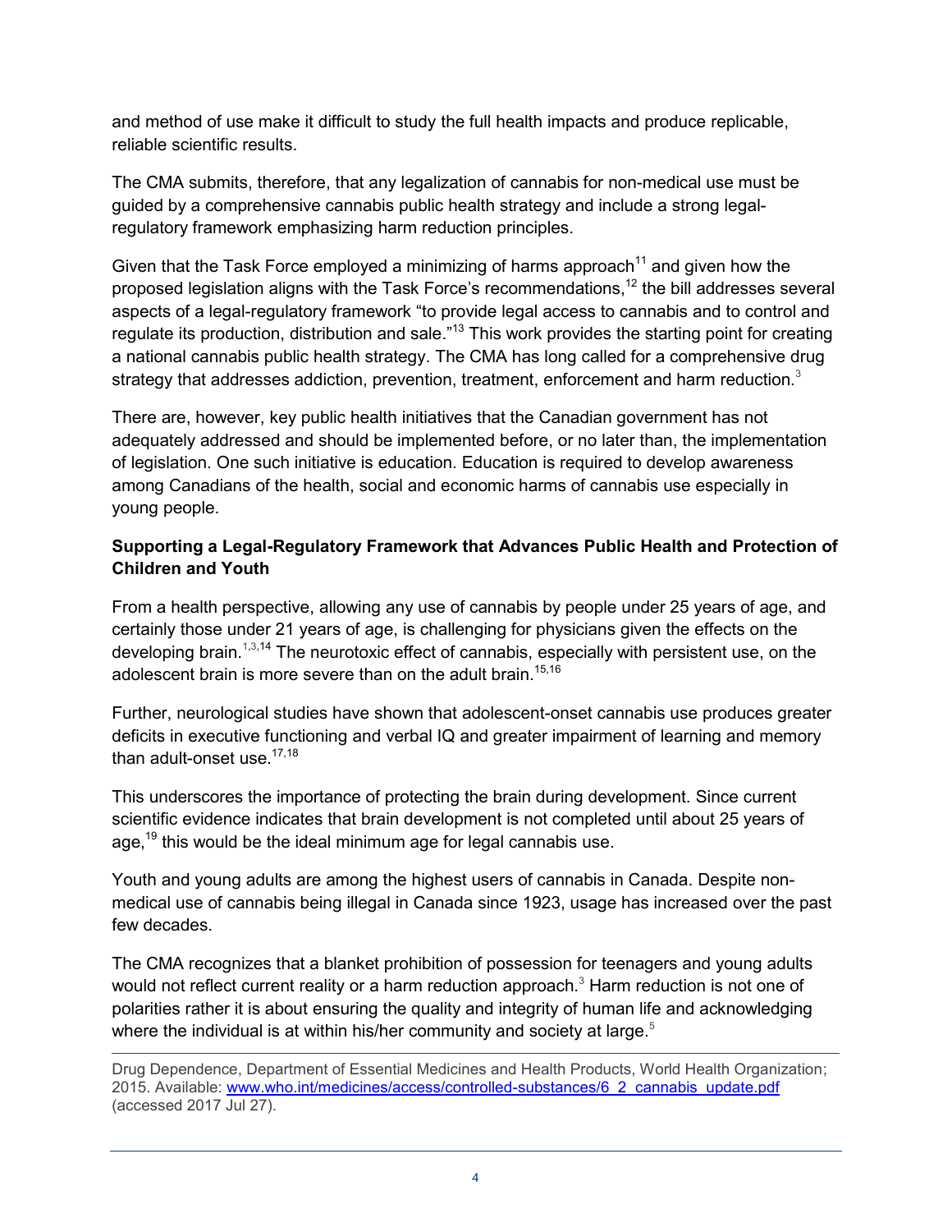and method of use make it difficult to study the full health impacts and produce replicable, reliable scientific results.

The CMA submits, therefore, that any legalization of cannabis for non-medical use must be guided by a comprehensive cannabis public health strategy and include a strong legal-regulatory framework emphasizing harm reduction principles.

Given that the Task Force employed a minimizing of harms approach[11] and given how the proposed legislation aligns with the Task Force's recommendations,[12] the bill addresses several aspects of a legal-regulatory framework "to provide legal access to cannabis and to control and regulate its production, distribution and sale."[13] This work provides the starting point for creating a national cannabis public health strategy. The CMA has long called for a comprehensive drug strategy that addresses addiction, prevention, treatment, enforcement and harm reduction.[3]

There are, however, key public health initiatives that the Canadian government has not adequately addressed and should be implemented before, or no later than, the implementation of legislation. One such initiative is education. Education is required to develop awareness among Canadians of the health, social and economic harms of cannabis use especially in young people.

**Supporting a Legal-Regulatory Framework that Advances Public Health and Protection of Children and Youth**

From a health perspective, allowing any use of cannabis by people under 25 years of age, and certainly those under 21 years of age, is challenging for physicians given the effects on the developing brain.[1,3,14] The neurotoxic effect of cannabis, especially with persistent use, on the adolescent brain is more severe than on the adult brain.[15,16]

Further, neurological studies have shown that adolescent-onset cannabis use produces greater deficits in executive functioning and verbal IQ and greater impairment of learning and memory than adult-onset use.[17,18]

This underscores the importance of protecting the brain during development. Since current scientific evidence indicates that brain development is not completed until about 25 years of age,[19] this would be the ideal minimum age for legal cannabis use.

Youth and young adults are among the highest users of cannabis in Canada. Despite non-medical use of cannabis being illegal in Canada since 1923, usage has increased over the past few decades.

The CMA recognizes that a blanket prohibition of possession for teenagers and young adults would not reflect current reality or a harm reduction approach.[3] Harm reduction is not one of polarities rather it is about ensuring the quality and integrity of human life and acknowledging where the individual is at within his/her community and society at large.[5]

---

Drug Dependence, Department of Essential Medicines and Health Products, World Health Organization; 2015. Available: www.who.int/medicines/access/controlled-substances/6_2_cannabis_update.pdf (accessed 2017 Jul 27).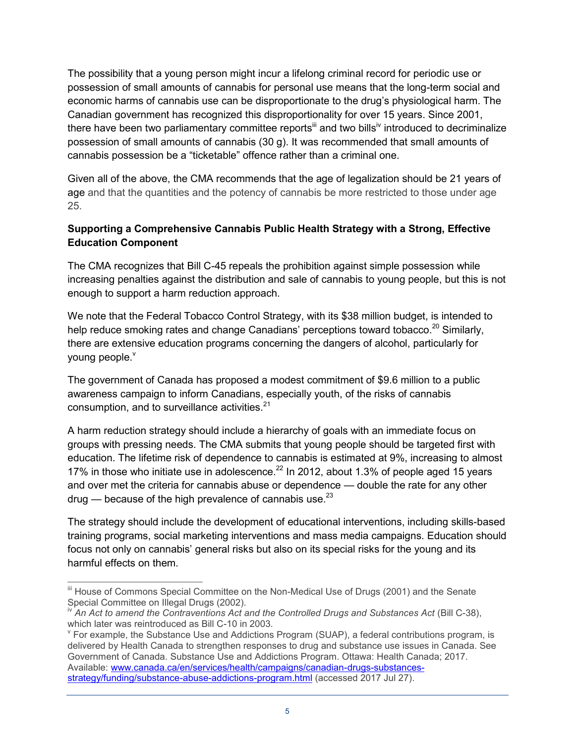The possibility that a young person might incur a lifelong criminal record for periodic use or possession of small amounts of cannabis for personal use means that the long-term social and economic harms of cannabis use can be disproportionate to the drug's physiological harm. The Canadian government has recognized this disproportionality for over 15 years. Since 2001, there have been two parliamentary committee reports[iii] and two bills[iv] introduced to decriminalize possession of small amounts of cannabis (30 g). It was recommended that small amounts of cannabis possession be a "ticketable" offence rather than a criminal one.

Given all of the above, the CMA recommends that the age of legalization should be 21 years of age and that the quantities and the potency of cannabis be more restricted to those under age 25.

**Supporting a Comprehensive Cannabis Public Health Strategy with a Strong, Effective Education Component**

The CMA recognizes that Bill C-45 repeals the prohibition against simple possession while increasing penalties against the distribution and sale of cannabis to young people, but this is not enough to support a harm reduction approach.

We note that the Federal Tobacco Control Strategy, with its $38 million budget, is intended to help reduce smoking rates and change Canadians' perceptions toward tobacco.[20] Similarly, there are extensive education programs concerning the dangers of alcohol, particularly for young people.[v]

The government of Canada has proposed a modest commitment of $9.6 million to a public awareness campaign to inform Canadians, especially youth, of the risks of cannabis consumption, and to surveillance activities.[21]

A harm reduction strategy should include a hierarchy of goals with an immediate focus on groups with pressing needs. The CMA submits that young people should be targeted first with education. The lifetime risk of dependence to cannabis is estimated at 9%, increasing to almost 17% in those who initiate use in adolescence.[22] In 2012, about 1.3% of people aged 15 years and over met the criteria for cannabis abuse or dependence — double the rate for any other drug — because of the high prevalence of cannabis use.[23]

The strategy should include the development of educational interventions, including skills-based training programs, social marketing interventions and mass media campaigns. Education should focus not only on cannabis' general risks but also on its special risks for the young and its harmful effects on them.

---

[iii] House of Commons Special Committee on the Non-Medical Use of Drugs (2001) and the Senate Special Committee on Illegal Drugs (2002).

[iv] *An Act to amend the Contraventions Act and the Controlled Drugs and Substances Act* (Bill C-38), which later was reintroduced as Bill C-10 in 2003.

[v] For example, the Substance Use and Addictions Program (SUAP), a federal contributions program, is delivered by Health Canada to strengthen responses to drug and substance use issues in Canada. See Government of Canada. Substance Use and Addictions Program. Ottawa: Health Canada; 2017. Available: [www.canada.ca/en/services/health/campaigns/canadian-drugs-substances-strategy/funding/substance-abuse-addictions-program.html](www.canada.ca/en/services/health/campaigns/canadian-drugs-substances-strategy/funding/substance-abuse-addictions-program.html) (accessed 2017 Jul 27).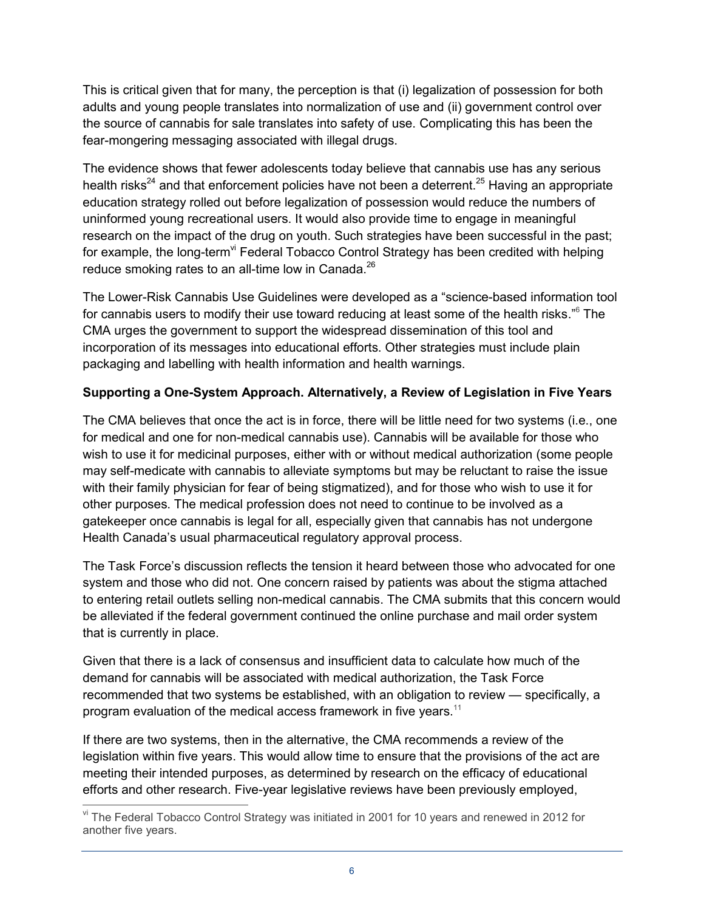This is critical given that for many, the perception is that (i) legalization of possession for both adults and young people translates into normalization of use and (ii) government control over the source of cannabis for sale translates into safety of use. Complicating this has been the fear-mongering messaging associated with illegal drugs.

The evidence shows that fewer adolescents today believe that cannabis use has any serious health risks[24] and that enforcement policies have not been a deterrent.[25] Having an appropriate education strategy rolled out before legalization of possession would reduce the numbers of uninformed young recreational users. It would also provide time to engage in meaningful research on the impact of the drug on youth. Such strategies have been successful in the past; for example, the long-term[vi] Federal Tobacco Control Strategy has been credited with helping reduce smoking rates to an all-time low in Canada.[26]

The Lower-Risk Cannabis Use Guidelines were developed as a "science-based information tool for cannabis users to modify their use toward reducing at least some of the health risks."[6] The CMA urges the government to support the widespread dissemination of this tool and incorporation of its messages into educational efforts. Other strategies must include plain packaging and labelling with health information and health warnings.

**Supporting a One-System Approach. Alternatively, a Review of Legislation in Five Years**

The CMA believes that once the act is in force, there will be little need for two systems (i.e., one for medical and one for non-medical cannabis use). Cannabis will be available for those who wish to use it for medicinal purposes, either with or without medical authorization (some people may self-medicate with cannabis to alleviate symptoms but may be reluctant to raise the issue with their family physician for fear of being stigmatized), and for those who wish to use it for other purposes. The medical profession does not need to continue to be involved as a gatekeeper once cannabis is legal for all, especially given that cannabis has not undergone Health Canada's usual pharmaceutical regulatory approval process.

The Task Force's discussion reflects the tension it heard between those who advocated for one system and those who did not. One concern raised by patients was about the stigma attached to entering retail outlets selling non-medical cannabis. The CMA submits that this concern would be alleviated if the federal government continued the online purchase and mail order system that is currently in place.

Given that there is a lack of consensus and insufficient data to calculate how much of the demand for cannabis will be associated with medical authorization, the Task Force recommended that two systems be established, with an obligation to review — specifically, a program evaluation of the medical access framework in five years.[11]

If there are two systems, then in the alternative, the CMA recommends a review of the legislation within five years. This would allow time to ensure that the provisions of the act are meeting their intended purposes, as determined by research on the efficacy of educational efforts and other research. Five-year legislative reviews have been previously employed,

---

[vi] The Federal Tobacco Control Strategy was initiated in 2001 for 10 years and renewed in 2012 for another five years.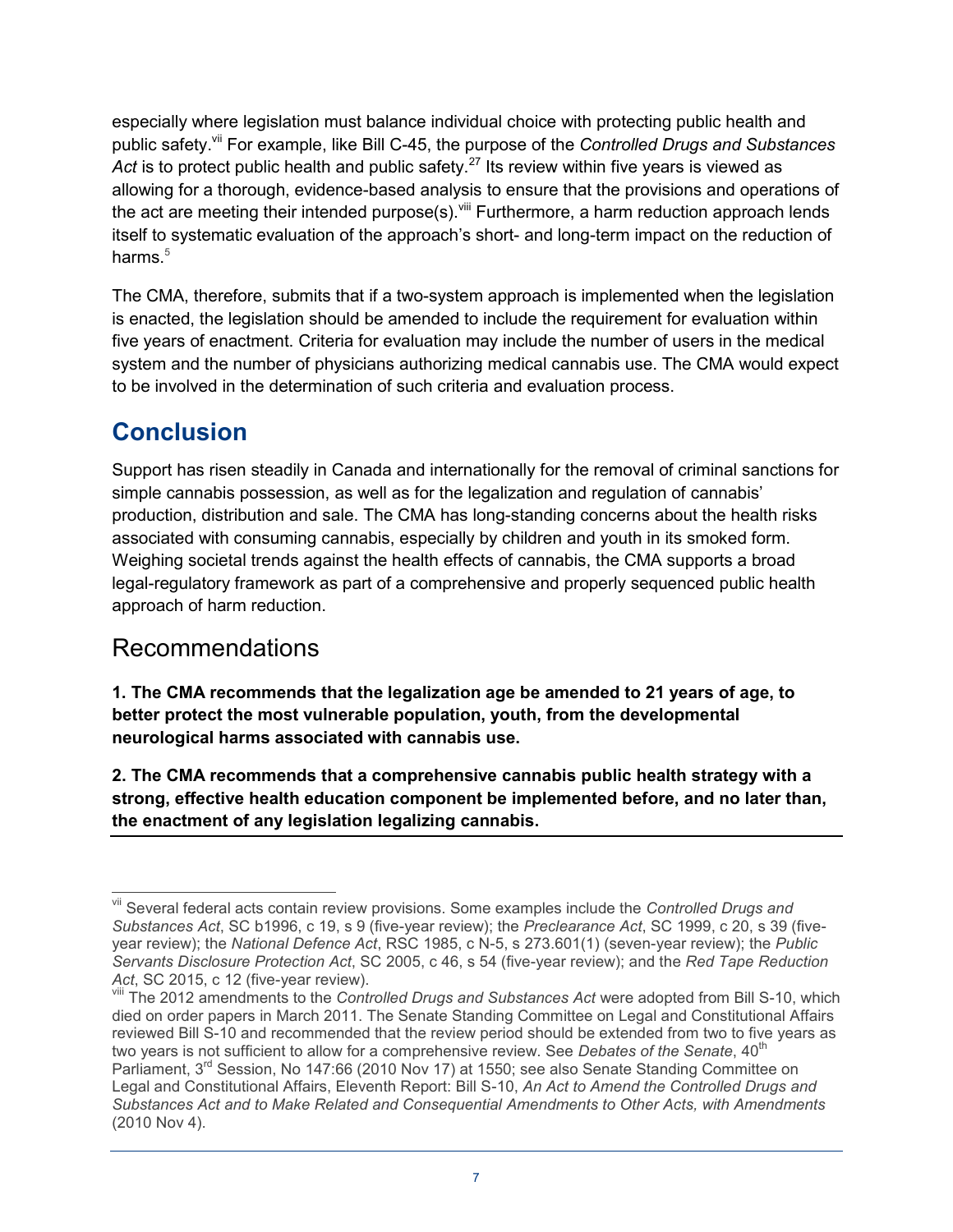especially where legislation must balance individual choice with protecting public health and public safety.[vii] For example, like Bill C-45, the purpose of the *Controlled Drugs and Substances Act* is to protect public health and public safety.[27] Its review within five years is viewed as allowing for a thorough, evidence-based analysis to ensure that the provisions and operations of the act are meeting their intended purpose(s).[viii] Furthermore, a harm reduction approach lends itself to systematic evaluation of the approach's short- and long-term impact on the reduction of harms.[5]

The CMA, therefore, submits that if a two-system approach is implemented when the legislation is enacted, the legislation should be amended to include the requirement for evaluation within five years of enactment. Criteria for evaluation may include the number of users in the medical system and the number of physicians authorizing medical cannabis use. The CMA would expect to be involved in the determination of such criteria and evaluation process.

## Conclusion

Support has risen steadily in Canada and internationally for the removal of criminal sanctions for simple cannabis possession, as well as for the legalization and regulation of cannabis' production, distribution and sale. The CMA has long-standing concerns about the health risks associated with consuming cannabis, especially by children and youth in its smoked form. Weighing societal trends against the health effects of cannabis, the CMA supports a broad legal-regulatory framework as part of a comprehensive and properly sequenced public health approach of harm reduction.

### Recommendations

**1. The CMA recommends that the legalization age be amended to 21 years of age, to better protect the most vulnerable population, youth, from the developmental neurological harms associated with cannabis use.**

**2. The CMA recommends that a comprehensive cannabis public health strategy with a strong, effective health education component be implemented before, and no later than, the enactment of any legislation legalizing cannabis.**

---

[vii] Several federal acts contain review provisions. Some examples include the *Controlled Drugs and Substances Act*, SC b1996, c 19, s 9 (five-year review); the *Preclearance Act*, SC 1999, c 20, s 39 (five-year review); the *National Defence Act*, RSC 1985, c N-5, s 273.601(1) (seven-year review); the *Public Servants Disclosure Protection Act*, SC 2005, c 46, s 54 (five-year review); and the *Red Tape Reduction Act*, SC 2015, c 12 (five-year review).

[viii] The 2012 amendments to the *Controlled Drugs and Substances Act* were adopted from Bill S-10, which died on order papers in March 2011. The Senate Standing Committee on Legal and Constitutional Affairs reviewed Bill S-10 and recommended that the review period should be extended from two to five years as two years is not sufficient to allow for a comprehensive review. See *Debates of the Senate*, 40th Parliament, 3rd Session, No 147:66 (2010 Nov 17) at 1550; see also Senate Standing Committee on Legal and Constitutional Affairs, Eleventh Report: Bill S-10, *An Act to Amend the Controlled Drugs and Substances Act and to Make Related and Consequential Amendments to Other Acts, with Amendments* (2010 Nov 4).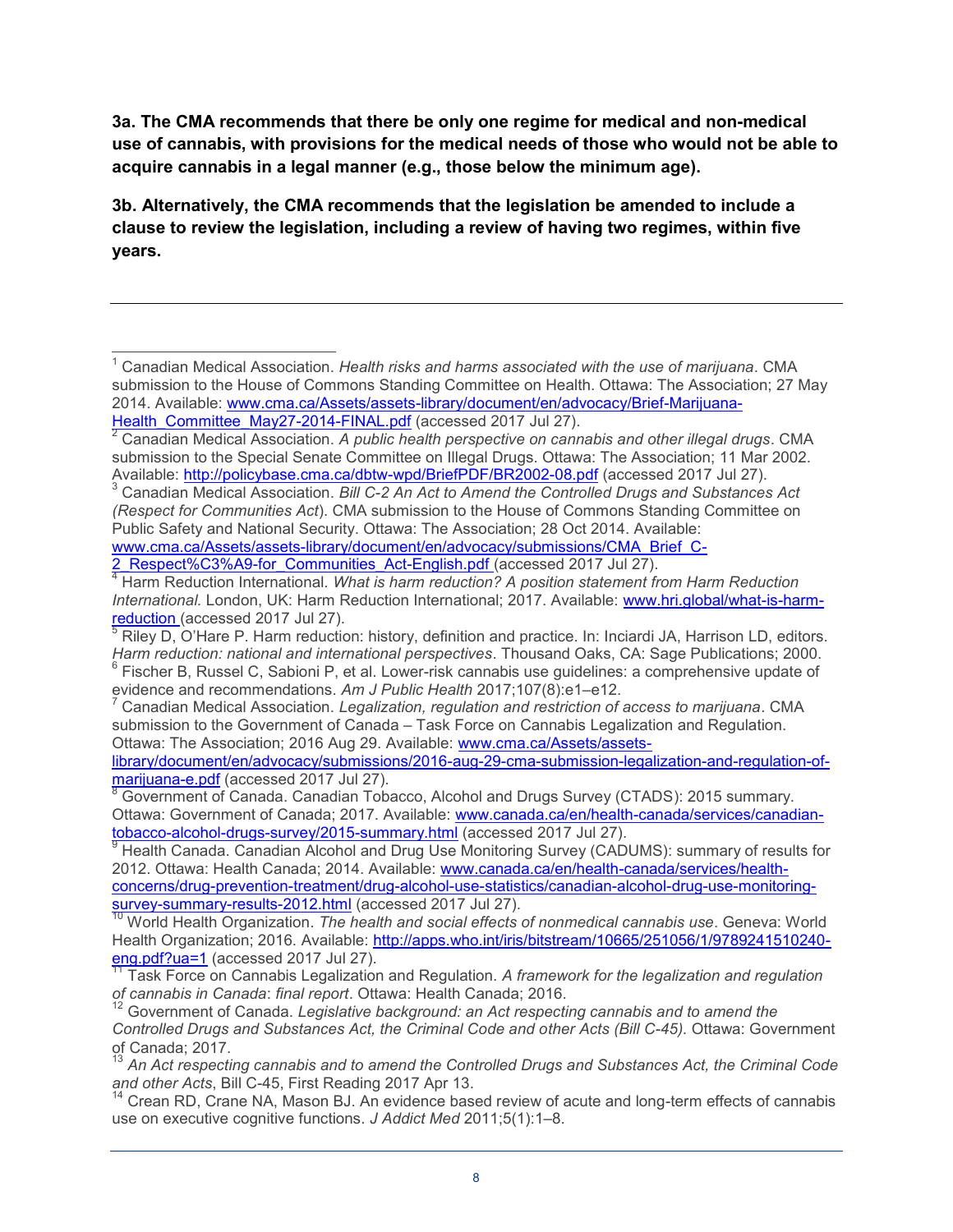**3a. The CMA recommends that there be only one regime for medical and non-medical use of cannabis, with provisions for the medical needs of those who would not be able to acquire cannabis in a legal manner (e.g., those below the minimum age).**

**3b. Alternatively, the CMA recommends that the legislation be amended to include a clause to review the legislation, including a review of having two regimes, within five years.**

---

[1] Canadian Medical Association. *Health risks and harms associated with the use of marijuana*. CMA submission to the House of Commons Standing Committee on Health. Ottawa: The Association; 27 May 2014. Available: www.cma.ca/Assets/assets-library/document/en/advocacy/Brief-Marijuana-Health_Committee_May27-2014-FINAL.pdf (accessed 2017 Jul 27).

[2] Canadian Medical Association. *A public health perspective on cannabis and other illegal drugs*. CMA submission to the Special Senate Committee on Illegal Drugs. Ottawa: The Association; 11 Mar 2002. Available: http://policybase.cma.ca/dbtw-wpd/BriefPDF/BR2002-08.pdf (accessed 2017 Jul 27).

[3] Canadian Medical Association. *Bill C-2 An Act to Amend the Controlled Drugs and Substances Act (Respect for Communities Act*). CMA submission to the House of Commons Standing Committee on Public Safety and National Security. Ottawa: The Association; 28 Oct 2014. Available: www.cma.ca/Assets/assets-library/document/en/advocacy/submissions/CMA_Brief_C-2_Respect%C3%A9-for_Communities_Act-English.pdf (accessed 2017 Jul 27).

[4] Harm Reduction International. *What is harm reduction? A position statement from Harm Reduction International.* London, UK: Harm Reduction International; 2017. Available: www.hri.global/what-is-harm-reduction (accessed 2017 Jul 27).

[5] Riley D, O'Hare P. Harm reduction: history, definition and practice. In: Inciardi JA, Harrison LD, editors. *Harm reduction: national and international perspectives*. Thousand Oaks, CA: Sage Publications; 2000.

[6] Fischer B, Russel C, Sabioni P, et al. Lower-risk cannabis use guidelines: a comprehensive update of evidence and recommendations. *Am J Public Health* 2017;107(8):e1–e12.

[7] Canadian Medical Association. *Legalization, regulation and restriction of access to marijuana*. CMA submission to the Government of Canada – Task Force on Cannabis Legalization and Regulation. Ottawa: The Association; 2016 Aug 29. Available: www.cma.ca/Assets/assets-library/document/en/advocacy/submissions/2016-aug-29-cma-submission-legalization-and-regulation-of-marijuana-e.pdf (accessed 2017 Jul 27).

[8] Government of Canada. Canadian Tobacco, Alcohol and Drugs Survey (CTADS): 2015 summary. Ottawa: Government of Canada; 2017. Available: www.canada.ca/en/health-canada/services/canadian-tobacco-alcohol-drugs-survey/2015-summary.html (accessed 2017 Jul 27).

[9] Health Canada. Canadian Alcohol and Drug Use Monitoring Survey (CADUMS): summary of results for 2012. Ottawa: Health Canada; 2014. Available: www.canada.ca/en/health-canada/services/health-concerns/drug-prevention-treatment/drug-alcohol-use-statistics/canadian-alcohol-drug-use-monitoring-survey-summary-results-2012.html (accessed 2017 Jul 27).

[10] World Health Organization. *The health and social effects of nonmedical cannabis use*. Geneva: World Health Organization; 2016. Available: http://apps.who.int/iris/bitstream/10665/251056/1/9789241510240-eng.pdf?ua=1 (accessed 2017 Jul 27).

[11] Task Force on Cannabis Legalization and Regulation. *A framework for the legalization and regulation of cannabis in Canada*: *final report*. Ottawa: Health Canada; 2016.

[12] Government of Canada. *Legislative background: an Act respecting cannabis and to amend the Controlled Drugs and Substances Act, the Criminal Code and other Acts (Bill C-45).* Ottawa: Government of Canada; 2017.

[13] *An Act respecting cannabis and to amend the Controlled Drugs and Substances Act, the Criminal Code and other Acts*, Bill C-45, First Reading 2017 Apr 13.

[14] Crean RD, Crane NA, Mason BJ. An evidence based review of acute and long-term effects of cannabis use on executive cognitive functions. *J Addict Med* 2011;5(1):1–8.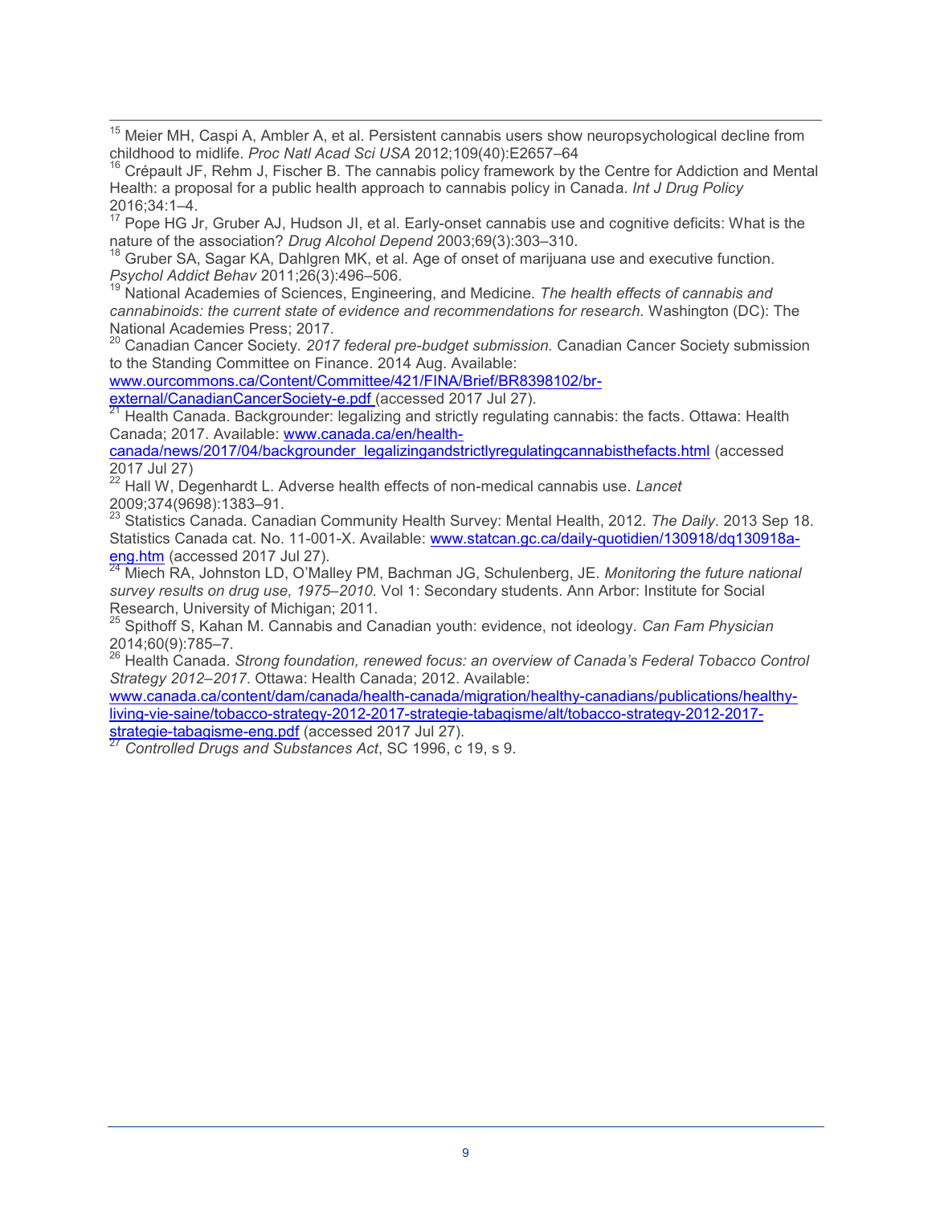[15] Meier MH, Caspi A, Ambler A, et al. Persistent cannabis users show neuropsychological decline from childhood to midlife. *Proc Natl Acad Sci USA* 2012;109(40):E2657–64

[16] Crépault JF, Rehm J, Fischer B. The cannabis policy framework by the Centre for Addiction and Mental Health: a proposal for a public health approach to cannabis policy in Canada. *Int J Drug Policy* 2016;34:1–4.

[17] Pope HG Jr, Gruber AJ, Hudson JI, et al. Early-onset cannabis use and cognitive deficits: What is the nature of the association? *Drug Alcohol Depend* 2003;69(3):303–310.

[18] Gruber SA, Sagar KA, Dahlgren MK, et al. Age of onset of marijuana use and executive function. *Psychol Addict Behav* 2011;26(3):496–506.

[19] National Academies of Sciences, Engineering, and Medicine. *The health effects of cannabis and cannabinoids: the current state of evidence and recommendations for research.* Washington (DC): The National Academies Press; 2017.

[20] Canadian Cancer Society. *2017 federal pre-budget submission.* Canadian Cancer Society submission to the Standing Committee on Finance. 2014 Aug. Available: www.ourcommons.ca/Content/Committee/421/FINA/Brief/BR8398102/br-external/CanadianCancerSociety-e.pdf (accessed 2017 Jul 27).

[21] Health Canada. Backgrounder: legalizing and strictly regulating cannabis: the facts. Ottawa: Health Canada; 2017. Available: www.canada.ca/en/health-canada/news/2017/04/backgrounder_legalizingandstrictlyregulatingcannabisthefacts.html (accessed 2017 Jul 27)

[22] Hall W, Degenhardt L. Adverse health effects of non-medical cannabis use. *Lancet* 2009;374(9698):1383–91.

[23] Statistics Canada. Canadian Community Health Survey: Mental Health, 2012. *The Daily*. 2013 Sep 18. Statistics Canada cat. No. 11-001-X. Available: www.statcan.gc.ca/daily-quotidien/130918/dq130918a-eng.htm (accessed 2017 Jul 27).

[24] Miech RA, Johnston LD, O'Malley PM, Bachman JG, Schulenberg, JE. *Monitoring the future national survey results on drug use, 1975–2010.* Vol 1: Secondary students. Ann Arbor: Institute for Social Research, University of Michigan; 2011.

[25] Spithoff S, Kahan M. Cannabis and Canadian youth: evidence, not ideology. *Can Fam Physician* 2014;60(9):785–7.

[26] Health Canada. *Strong foundation, renewed focus: an overview of Canada's Federal Tobacco Control Strategy 2012–2017.* Ottawa: Health Canada; 2012. Available: www.canada.ca/content/dam/canada/health-canada/migration/healthy-canadians/publications/healthy-living-vie-saine/tobacco-strategy-2012-2017-strategie-tabagisme/alt/tobacco-strategy-2012-2017-strategie-tabagisme-eng.pdf (accessed 2017 Jul 27).

[27] *Controlled Drugs and Substances Act*, SC 1996, c 19, s 9.